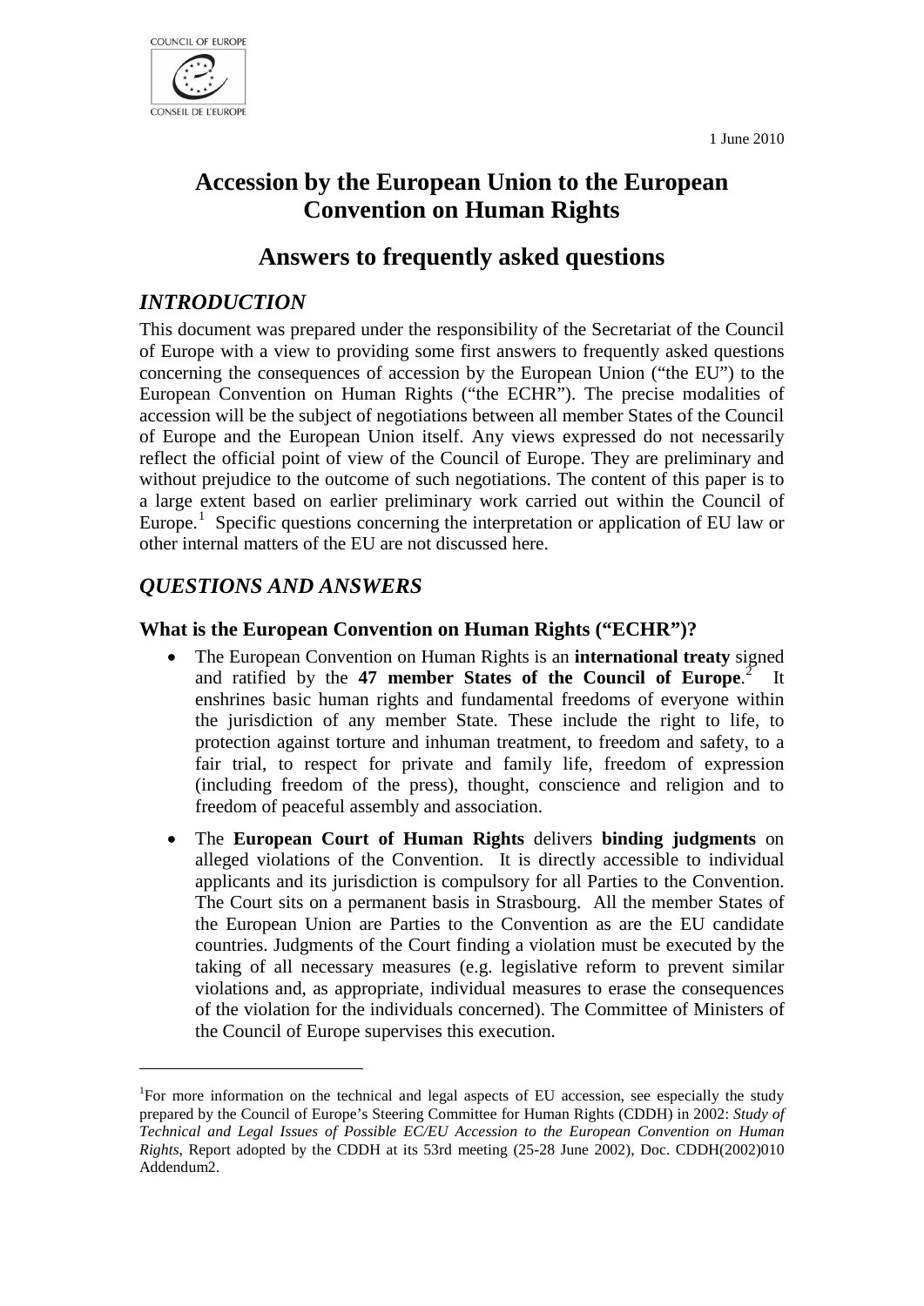1 June 2010

# Accession by the European Union to the European Convention on Human Rights

## Answers to frequently asked questions

## *INTRODUCTION*

This document was prepared under the responsibility of the Secretariat of the Council of Europe with a view to providing some first answers to frequently asked questions concerning the consequences of accession by the European Union ("the EU") to the European Convention on Human Rights ("the ECHR"). The precise modalities of accession will be the subject of negotiations between all member States of the Council of Europe and the European Union itself. Any views expressed do not necessarily reflect the official point of view of the Council of Europe. They are preliminary and without prejudice to the outcome of such negotiations. The content of this paper is to a large extent based on earlier preliminary work carried out within the Council of Europe.[1] Specific questions concerning the interpretation or application of EU law or other internal matters of the EU are not discussed here.

## *QUESTIONS AND ANSWERS*

### What is the European Convention on Human Rights ("ECHR")?

- The European Convention on Human Rights is an **international treaty** signed and ratified by the **47 member States of the Council of Europe**.[2] It enshrines basic human rights and fundamental freedoms of everyone within the jurisdiction of any member State. These include the right to life, to protection against torture and inhuman treatment, to freedom and safety, to a fair trial, to respect for private and family life, freedom of expression (including freedom of the press), thought, conscience and religion and to freedom of peaceful assembly and association.
- The **European Court of Human Rights** delivers **binding judgments** on alleged violations of the Convention. It is directly accessible to individual applicants and its jurisdiction is compulsory for all Parties to the Convention. The Court sits on a permanent basis in Strasbourg. All the member States of the European Union are Parties to the Convention as are the EU candidate countries. Judgments of the Court finding a violation must be executed by the taking of all necessary measures (e.g. legislative reform to prevent similar violations and, as appropriate, individual measures to erase the consequences of the violation for the individuals concerned). The Committee of Ministers of the Council of Europe supervises this execution.

---

[1] For more information on the technical and legal aspects of EU accession, see especially the study prepared by the Council of Europe's Steering Committee for Human Rights (CDDH) in 2002: *Study of Technical and Legal Issues of Possible EC/EU Accession to the European Convention on Human Rights*, Report adopted by the CDDH at its 53rd meeting (25-28 June 2002), Doc. CDDH(2002)010 Addendum2.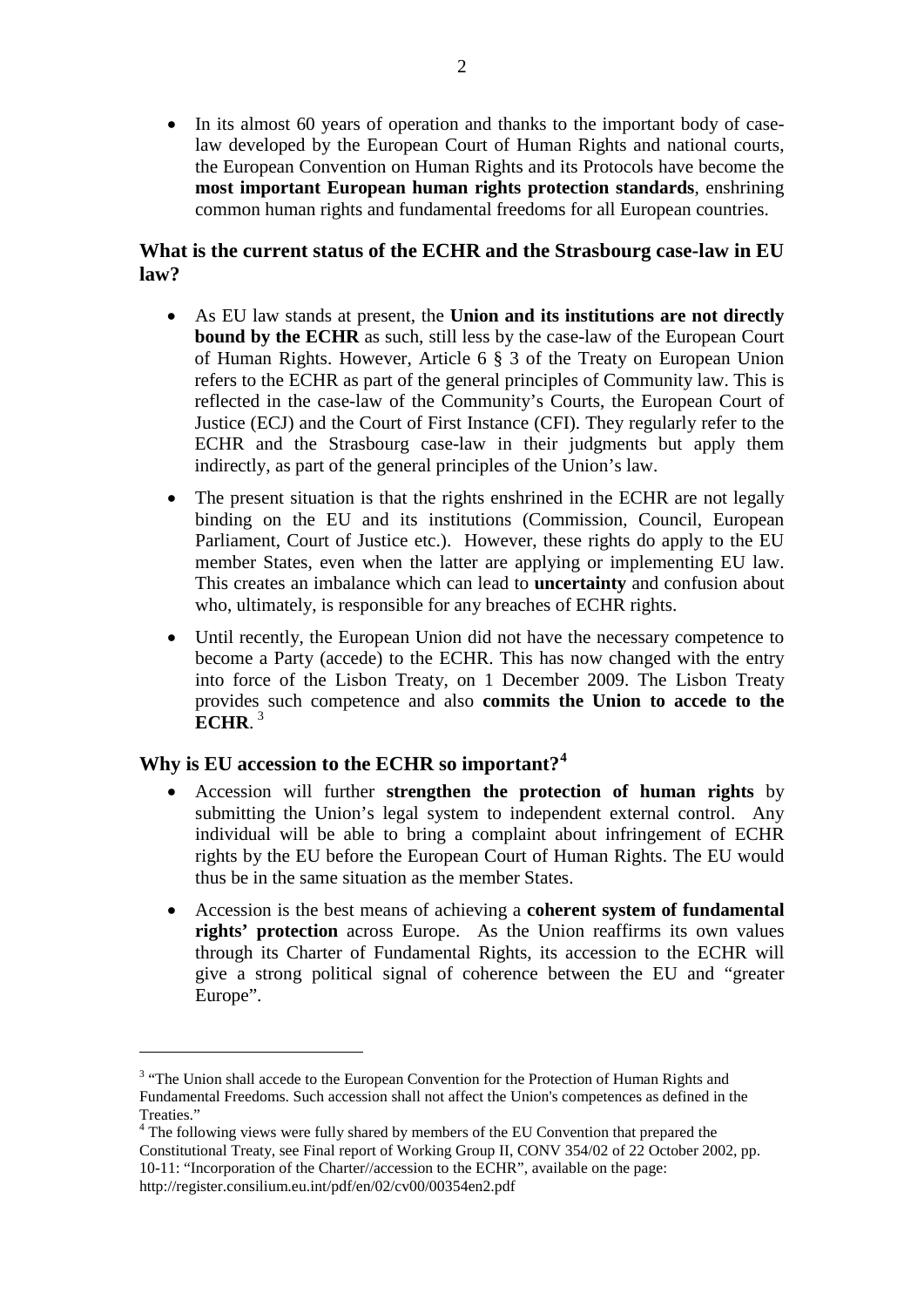- In its almost 60 years of operation and thanks to the important body of case-law developed by the European Court of Human Rights and national courts, the European Convention on Human Rights and its Protocols have become the **most important European human rights protection standards**, enshrining common human rights and fundamental freedoms for all European countries.

## What is the current status of the ECHR and the Strasbourg case-law in EU law?

- As EU law stands at present, the **Union and its institutions are not directly bound by the ECHR** as such, still less by the case-law of the European Court of Human Rights. However, Article 6 § 3 of the Treaty on European Union refers to the ECHR as part of the general principles of Community law. This is reflected in the case-law of the Community's Courts, the European Court of Justice (ECJ) and the Court of First Instance (CFI). They regularly refer to the ECHR and the Strasbourg case-law in their judgments but apply them indirectly, as part of the general principles of the Union's law.
- The present situation is that the rights enshrined in the ECHR are not legally binding on the EU and its institutions (Commission, Council, European Parliament, Court of Justice etc.). However, these rights do apply to the EU member States, even when the latter are applying or implementing EU law. This creates an imbalance which can lead to **uncertainty** and confusion about who, ultimately, is responsible for any breaches of ECHR rights.
- Until recently, the European Union did not have the necessary competence to become a Party (accede) to the ECHR. This has now changed with the entry into force of the Lisbon Treaty, on 1 December 2009. The Lisbon Treaty provides such competence and also **commits the Union to accede to the ECHR**. [3]

## Why is EU accession to the ECHR so important?[4]

- Accession will further **strengthen the protection of human rights** by submitting the Union's legal system to independent external control. Any individual will be able to bring a complaint about infringement of ECHR rights by the EU before the European Court of Human Rights. The EU would thus be in the same situation as the member States.
- Accession is the best means of achieving a **coherent system of fundamental rights' protection** across Europe. As the Union reaffirms its own values through its Charter of Fundamental Rights, its accession to the ECHR will give a strong political signal of coherence between the EU and "greater Europe".

---

[3] "The Union shall accede to the European Convention for the Protection of Human Rights and Fundamental Freedoms. Such accession shall not affect the Union's competences as defined in the Treaties."

[4] The following views were fully shared by members of the EU Convention that prepared the Constitutional Treaty, see Final report of Working Group II, CONV 354/02 of 22 October 2002, pp. 10-11: "Incorporation of the Charter//accession to the ECHR", available on the page: http://register.consilium.eu.int/pdf/en/02/cv00/00354en2.pdf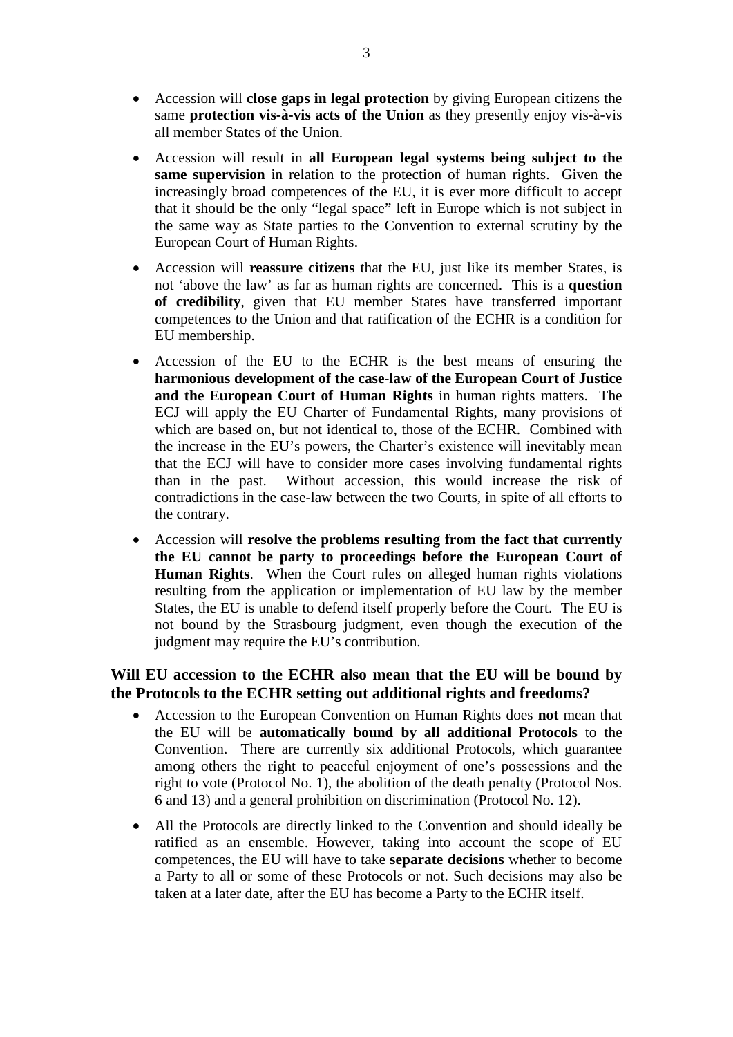- Accession will **close gaps in legal protection** by giving European citizens the same **protection vis-à-vis acts of the Union** as they presently enjoy vis-à-vis all member States of the Union.

- Accession will result in **all European legal systems being subject to the same supervision** in relation to the protection of human rights. Given the increasingly broad competences of the EU, it is ever more difficult to accept that it should be the only "legal space" left in Europe which is not subject in the same way as State parties to the Convention to external scrutiny by the European Court of Human Rights.

- Accession will **reassure citizens** that the EU, just like its member States, is not 'above the law' as far as human rights are concerned. This is a **question of credibility**, given that EU member States have transferred important competences to the Union and that ratification of the ECHR is a condition for EU membership.

- Accession of the EU to the ECHR is the best means of ensuring the **harmonious development of the case-law of the European Court of Justice and the European Court of Human Rights** in human rights matters. The ECJ will apply the EU Charter of Fundamental Rights, many provisions of which are based on, but not identical to, those of the ECHR. Combined with the increase in the EU's powers, the Charter's existence will inevitably mean that the ECJ will have to consider more cases involving fundamental rights than in the past. Without accession, this would increase the risk of contradictions in the case-law between the two Courts, in spite of all efforts to the contrary.

- Accession will **resolve the problems resulting from the fact that currently the EU cannot be party to proceedings before the European Court of Human Rights**. When the Court rules on alleged human rights violations resulting from the application or implementation of EU law by the member States, the EU is unable to defend itself properly before the Court. The EU is not bound by the Strasbourg judgment, even though the execution of the judgment may require the EU's contribution.

## Will EU accession to the ECHR also mean that the EU will be bound by the Protocols to the ECHR setting out additional rights and freedoms?

- Accession to the European Convention on Human Rights does **not** mean that the EU will be **automatically bound by all additional Protocols** to the Convention. There are currently six additional Protocols, which guarantee among others the right to peaceful enjoyment of one's possessions and the right to vote (Protocol No. 1), the abolition of the death penalty (Protocol Nos. 6 and 13) and a general prohibition on discrimination (Protocol No. 12).

- All the Protocols are directly linked to the Convention and should ideally be ratified as an ensemble. However, taking into account the scope of EU competences, the EU will have to take **separate decisions** whether to become a Party to all or some of these Protocols or not. Such decisions may also be taken at a later date, after the EU has become a Party to the ECHR itself.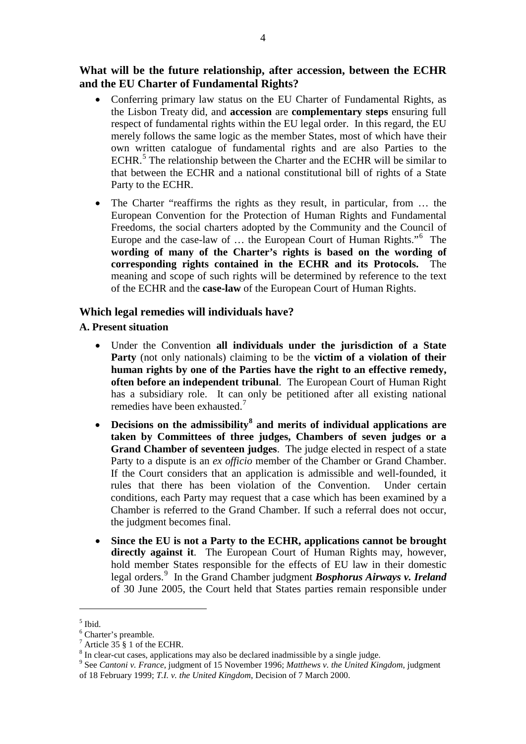## What will be the future relationship, after accession, between the ECHR and the EU Charter of Fundamental Rights?

- Conferring primary law status on the EU Charter of Fundamental Rights, as the Lisbon Treaty did, and **accession** are **complementary steps** ensuring full respect of fundamental rights within the EU legal order. In this regard, the EU merely follows the same logic as the member States, most of which have their own written catalogue of fundamental rights and are also Parties to the ECHR.[5] The relationship between the Charter and the ECHR will be similar to that between the ECHR and a national constitutional bill of rights of a State Party to the ECHR.

- The Charter "reaffirms the rights as they result, in particular, from … the European Convention for the Protection of Human Rights and Fundamental Freedoms, the social charters adopted by the Community and the Council of Europe and the case-law of … the European Court of Human Rights."[6] The **wording of many of the Charter's rights is based on the wording of corresponding rights contained in the ECHR and its Protocols.** The meaning and scope of such rights will be determined by reference to the text of the ECHR and the **case-law** of the European Court of Human Rights.

## Which legal remedies will individuals have?

### A. Present situation

- Under the Convention **all individuals under the jurisdiction of a State Party** (not only nationals) claiming to be the **victim of a violation of their human rights by one of the Parties have the right to an effective remedy, often before an independent tribunal**. The European Court of Human Right has a subsidiary role. It can only be petitioned after all existing national remedies have been exhausted.[7]

- **Decisions on the admissibility[8] and merits of individual applications are taken by Committees of three judges, Chambers of seven judges or a Grand Chamber of seventeen judges**. The judge elected in respect of a state Party to a dispute is an *ex officio* member of the Chamber or Grand Chamber. If the Court considers that an application is admissible and well-founded, it rules that there has been violation of the Convention. Under certain conditions, each Party may request that a case which has been examined by a Chamber is referred to the Grand Chamber. If such a referral does not occur, the judgment becomes final.

- **Since the EU is not a Party to the ECHR, applications cannot be brought directly against it**. The European Court of Human Rights may, however, hold member States responsible for the effects of EU law in their domestic legal orders.[9] In the Grand Chamber judgment ***Bosphorus Airways v. Ireland*** of 30 June 2005, the Court held that States parties remain responsible under

---

[5] Ibid.

[6] Charter's preamble.

[7] Article 35 § 1 of the ECHR.

[8] In clear-cut cases, applications may also be declared inadmissible by a single judge.

[9] See *Cantoni v. France*, judgment of 15 November 1996; *Matthews v. the United Kingdom*, judgment of 18 February 1999; *T.I. v. the United Kingdom*, Decision of 7 March 2000.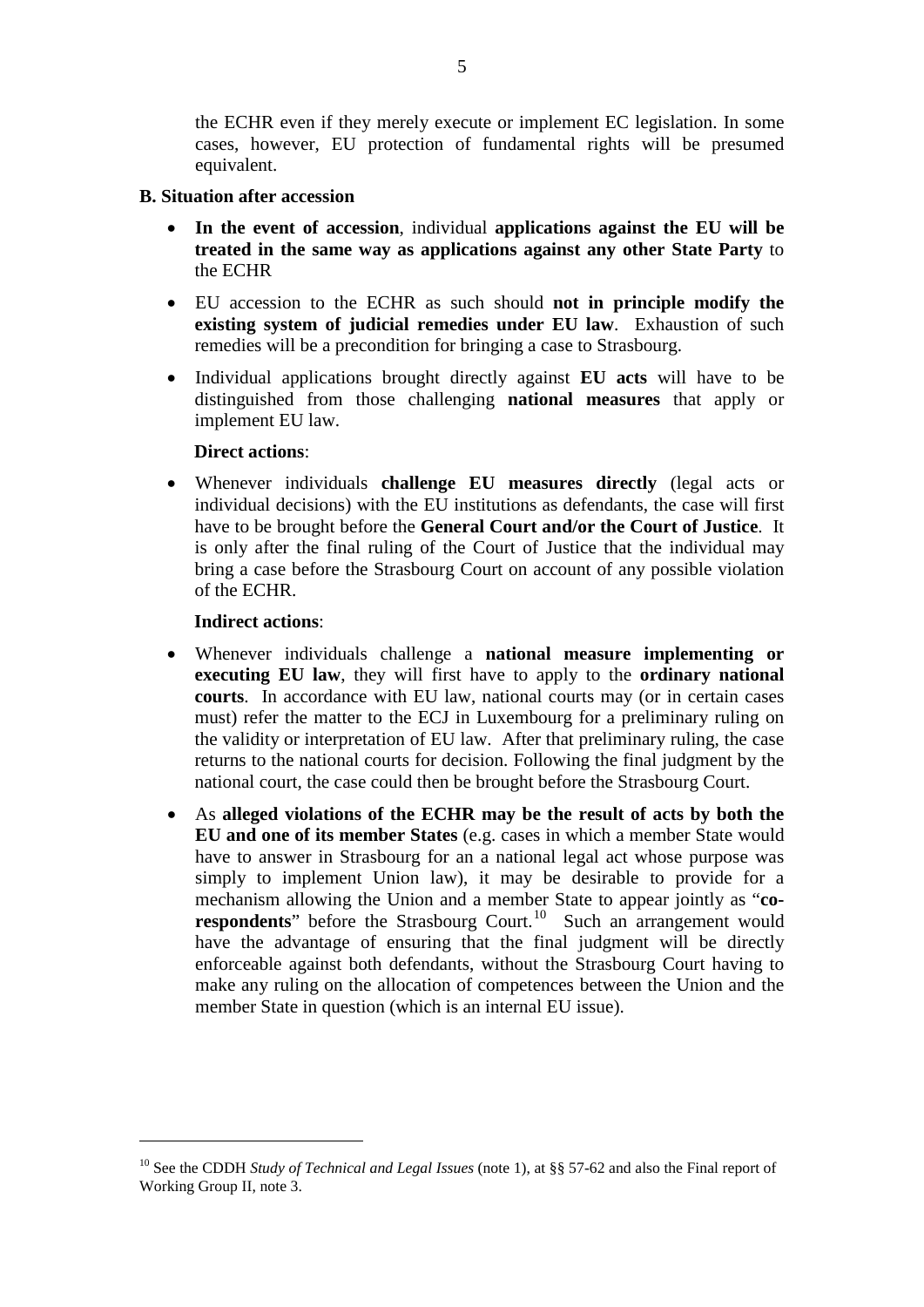the ECHR even if they merely execute or implement EC legislation. In some cases, however, EU protection of fundamental rights will be presumed equivalent.

**B. Situation after accession**

- **In the event of accession**, individual **applications against the EU will be treated in the same way as applications against any other State Party** to the ECHR
- EU accession to the ECHR as such should **not in principle modify the existing system of judicial remedies under EU law**. Exhaustion of such remedies will be a precondition for bringing a case to Strasbourg.
- Individual applications brought directly against **EU acts** will have to be distinguished from those challenging **national measures** that apply or implement EU law.

**Direct actions**:

- Whenever individuals **challenge EU measures directly** (legal acts or individual decisions) with the EU institutions as defendants, the case will first have to be brought before the **General Court and/or the Court of Justice**. It is only after the final ruling of the Court of Justice that the individual may bring a case before the Strasbourg Court on account of any possible violation of the ECHR.

**Indirect actions**:

- Whenever individuals challenge a **national measure implementing or executing EU law**, they will first have to apply to the **ordinary national courts**. In accordance with EU law, national courts may (or in certain cases must) refer the matter to the ECJ in Luxembourg for a preliminary ruling on the validity or interpretation of EU law. After that preliminary ruling, the case returns to the national courts for decision. Following the final judgment by the national court, the case could then be brought before the Strasbourg Court.
- As **alleged violations of the ECHR may be the result of acts by both the EU and one of its member States** (e.g. cases in which a member State would have to answer in Strasbourg for an a national legal act whose purpose was simply to implement Union law), it may be desirable to provide for a mechanism allowing the Union and a member State to appear jointly as "**co-respondents**" before the Strasbourg Court.[10] Such an arrangement would have the advantage of ensuring that the final judgment will be directly enforceable against both defendants, without the Strasbourg Court having to make any ruling on the allocation of competences between the Union and the member State in question (which is an internal EU issue).

---

[10] See the CDDH *Study of Technical and Legal Issues* (note 1), at §§ 57-62 and also the Final report of Working Group II, note 3.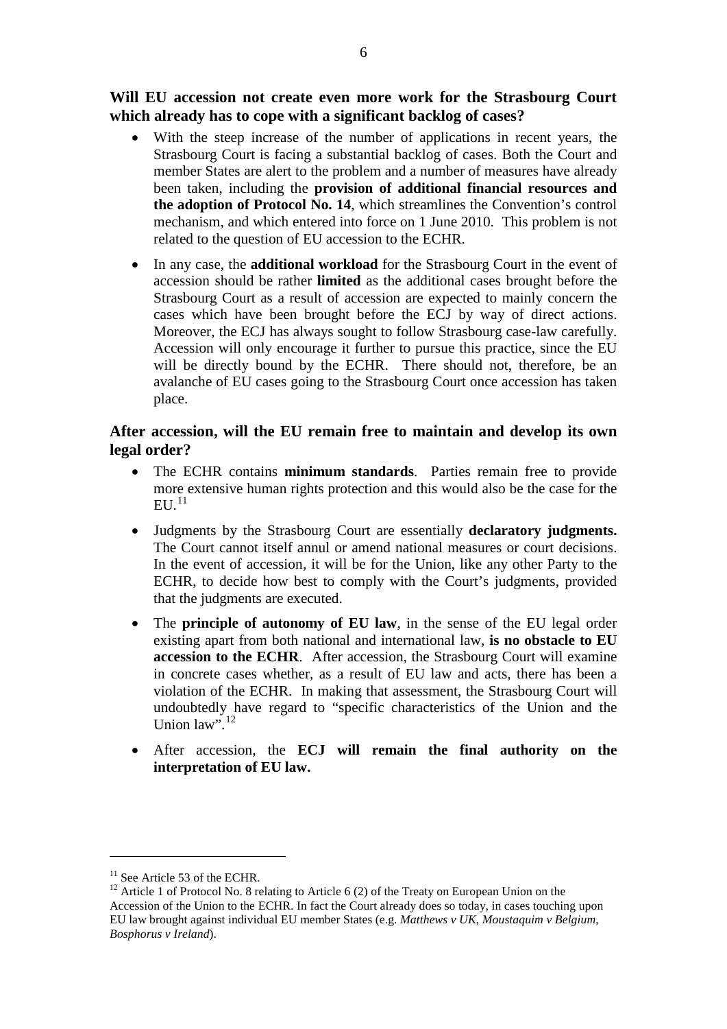**Will EU accession not create even more work for the Strasbourg Court which already has to cope with a significant backlog of cases?**

- With the steep increase of the number of applications in recent years, the Strasbourg Court is facing a substantial backlog of cases. Both the Court and member States are alert to the problem and a number of measures have already been taken, including the **provision of additional financial resources and the adoption of Protocol No. 14**, which streamlines the Convention's control mechanism, and which entered into force on 1 June 2010. This problem is not related to the question of EU accession to the ECHR.

- In any case, the **additional workload** for the Strasbourg Court in the event of accession should be rather **limited** as the additional cases brought before the Strasbourg Court as a result of accession are expected to mainly concern the cases which have been brought before the ECJ by way of direct actions. Moreover, the ECJ has always sought to follow Strasbourg case-law carefully. Accession will only encourage it further to pursue this practice, since the EU will be directly bound by the ECHR. There should not, therefore, be an avalanche of EU cases going to the Strasbourg Court once accession has taken place.

**After accession, will the EU remain free to maintain and develop its own legal order?**

- The ECHR contains **minimum standards**. Parties remain free to provide more extensive human rights protection and this would also be the case for the EU.[11]

- Judgments by the Strasbourg Court are essentially **declaratory judgments.** The Court cannot itself annul or amend national measures or court decisions. In the event of accession, it will be for the Union, like any other Party to the ECHR, to decide how best to comply with the Court's judgments, provided that the judgments are executed.

- The **principle of autonomy of EU law**, in the sense of the EU legal order existing apart from both national and international law, **is no obstacle to EU accession to the ECHR**. After accession, the Strasbourg Court will examine in concrete cases whether, as a result of EU law and acts, there has been a violation of the ECHR. In making that assessment, the Strasbourg Court will undoubtedly have regard to "specific characteristics of the Union and the Union law".[12]

- After accession, the **ECJ will remain the final authority on the interpretation of EU law.**

---

[11] See Article 53 of the ECHR.

[12] Article 1 of Protocol No. 8 relating to Article 6 (2) of the Treaty on European Union on the Accession of the Union to the ECHR. In fact the Court already does so today, in cases touching upon EU law brought against individual EU member States (e.g. *Matthews v UK*, *Moustaquim v Belgium*, *Bosphorus v Ireland*).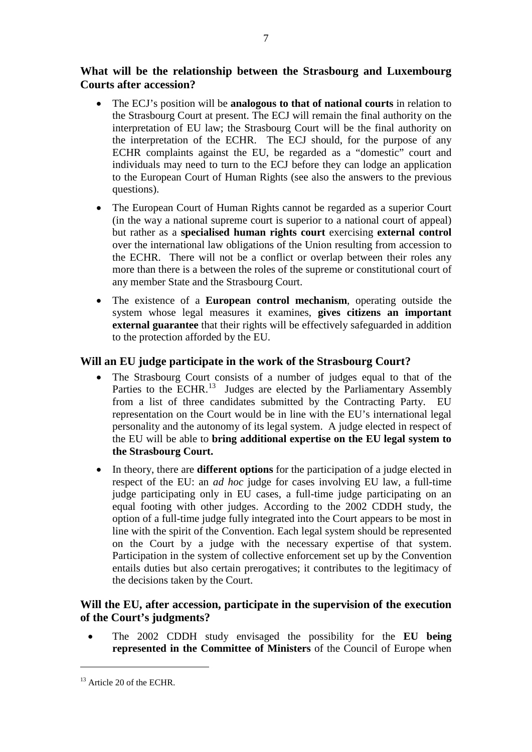## What will be the relationship between the Strasbourg and Luxembourg Courts after accession?

- The ECJ's position will be **analogous to that of national courts** in relation to the Strasbourg Court at present. The ECJ will remain the final authority on the interpretation of EU law; the Strasbourg Court will be the final authority on the interpretation of the ECHR. The ECJ should, for the purpose of any ECHR complaints against the EU, be regarded as a "domestic" court and individuals may need to turn to the ECJ before they can lodge an application to the European Court of Human Rights (see also the answers to the previous questions).
- The European Court of Human Rights cannot be regarded as a superior Court (in the way a national supreme court is superior to a national court of appeal) but rather as a **specialised human rights court** exercising **external control** over the international law obligations of the Union resulting from accession to the ECHR. There will not be a conflict or overlap between their roles any more than there is a between the roles of the supreme or constitutional court of any member State and the Strasbourg Court.
- The existence of a **European control mechanism**, operating outside the system whose legal measures it examines, **gives citizens an important external guarantee** that their rights will be effectively safeguarded in addition to the protection afforded by the EU.

## Will an EU judge participate in the work of the Strasbourg Court?

- The Strasbourg Court consists of a number of judges equal to that of the Parties to the ECHR.[13] Judges are elected by the Parliamentary Assembly from a list of three candidates submitted by the Contracting Party. EU representation on the Court would be in line with the EU's international legal personality and the autonomy of its legal system. A judge elected in respect of the EU will be able to **bring additional expertise on the EU legal system to the Strasbourg Court.**
- In theory, there are **different options** for the participation of a judge elected in respect of the EU: an *ad hoc* judge for cases involving EU law, a full-time judge participating only in EU cases, a full-time judge participating on an equal footing with other judges. According to the 2002 CDDH study, the option of a full-time judge fully integrated into the Court appears to be most in line with the spirit of the Convention. Each legal system should be represented on the Court by a judge with the necessary expertise of that system. Participation in the system of collective enforcement set up by the Convention entails duties but also certain prerogatives; it contributes to the legitimacy of the decisions taken by the Court.

## Will the EU, after accession, participate in the supervision of the execution of the Court's judgments?

- The 2002 CDDH study envisaged the possibility for the **EU being represented in the Committee of Ministers** of the Council of Europe when

---

[13] Article 20 of the ECHR.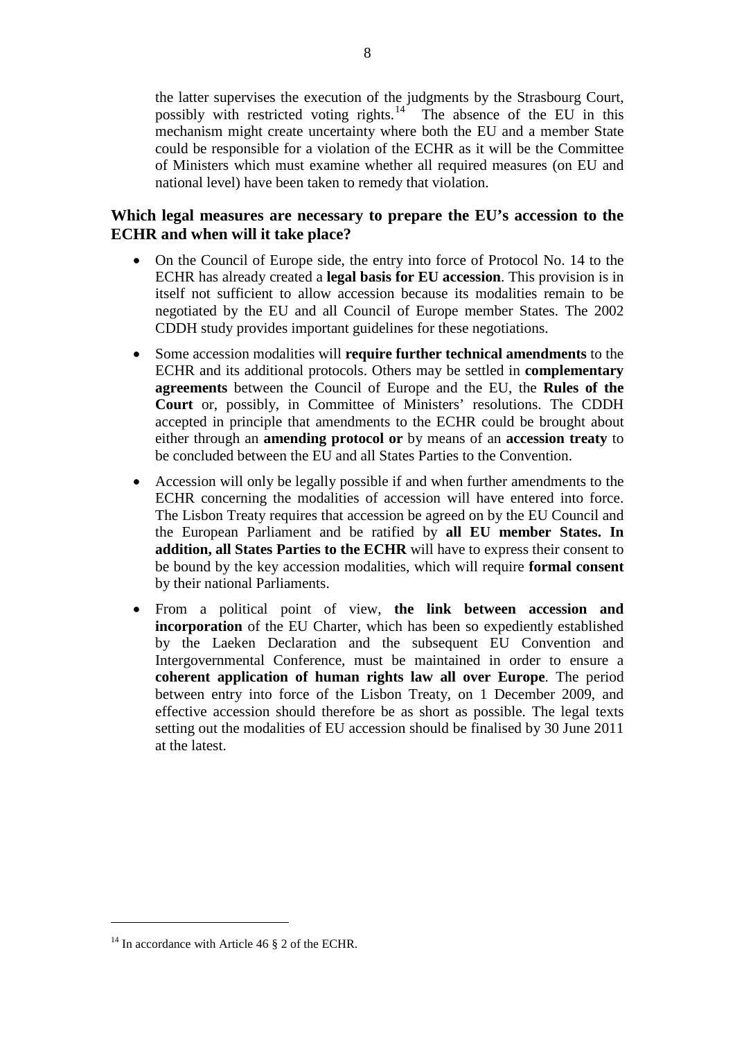the latter supervises the execution of the judgments by the Strasbourg Court, possibly with restricted voting rights.[14] The absence of the EU in this mechanism might create uncertainty where both the EU and a member State could be responsible for a violation of the ECHR as it will be the Committee of Ministers which must examine whether all required measures (on EU and national level) have been taken to remedy that violation.

### Which legal measures are necessary to prepare the EU's accession to the ECHR and when will it take place?

- On the Council of Europe side, the entry into force of Protocol No. 14 to the ECHR has already created a **legal basis for EU accession**. This provision is in itself not sufficient to allow accession because its modalities remain to be negotiated by the EU and all Council of Europe member States. The 2002 CDDH study provides important guidelines for these negotiations.
- Some accession modalities will **require further technical amendments** to the ECHR and its additional protocols. Others may be settled in **complementary agreements** between the Council of Europe and the EU, the **Rules of the Court** or, possibly, in Committee of Ministers' resolutions. The CDDH accepted in principle that amendments to the ECHR could be brought about either through an **amending protocol or** by means of an **accession treaty** to be concluded between the EU and all States Parties to the Convention.
- Accession will only be legally possible if and when further amendments to the ECHR concerning the modalities of accession will have entered into force. The Lisbon Treaty requires that accession be agreed on by the EU Council and the European Parliament and be ratified by **all EU member States. In addition, all States Parties to the ECHR** will have to express their consent to be bound by the key accession modalities, which will require **formal consent** by their national Parliaments.
- From a political point of view, **the link between accession and incorporation** of the EU Charter, which has been so expediently established by the Laeken Declaration and the subsequent EU Convention and Intergovernmental Conference, must be maintained in order to ensure a **coherent application of human rights law all over Europe**. The period between entry into force of the Lisbon Treaty, on 1 December 2009, and effective accession should therefore be as short as possible. The legal texts setting out the modalities of EU accession should be finalised by 30 June 2011 at the latest.

---

[14] In accordance with Article 46 § 2 of the ECHR.